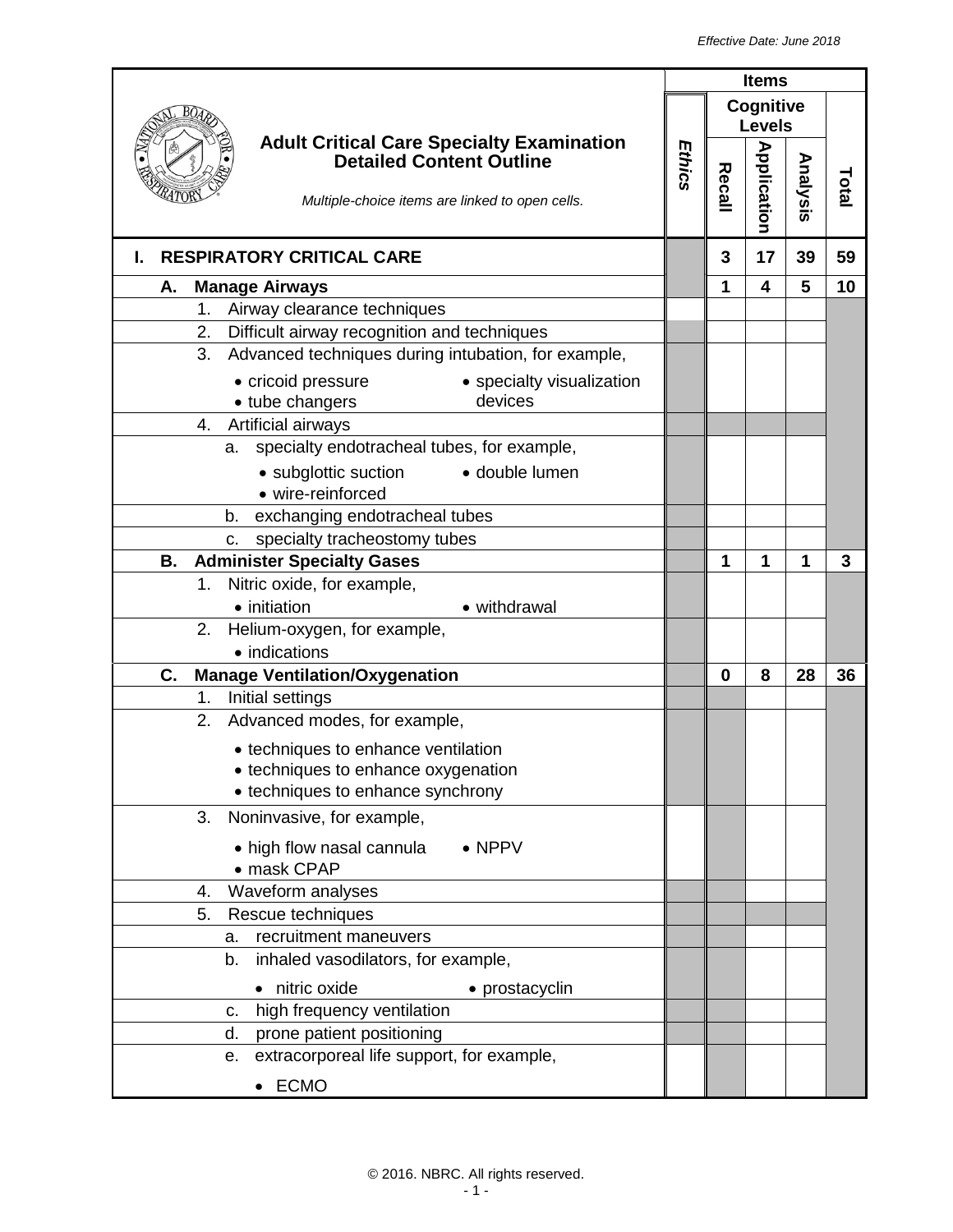Effective Date: June 2018

# Adult Critical Care Specialty Examination Detailed Content Outline

*Multiple-choice items are linked to open cells.*

| | Items | | | | |
|---|---|---|---|---|---|
| | *Ethics* | Cognitive Levels | | | Total |
| | | Recall | Application | Analysis | |
| **I. RESPIRATORY CRITICAL CARE** | | **3** | **17** | **39** | **59** |
| **A. Manage Airways** | | **1** | **4** | **5** | **10** |
| 1. Airway clearance techniques | | | | | |
| 2. Difficult airway recognition and techniques | | | | | |
| 3. Advanced techniques during intubation, for example, • cricoid pressure • tube changers • specialty visualization devices | | | | | |
| 4. Artificial airways | | | | | |
| a. specialty endotracheal tubes, for example, • subglottic suction • wire-reinforced • double lumen | | | | | |
| b. exchanging endotracheal tubes | | | | | |
| c. specialty tracheostomy tubes | | | | | |
| **B. Administer Specialty Gases** | | **1** | **1** | **1** | **3** |
| 1. Nitric oxide, for example, • initiation • withdrawal | | | | | |
| 2. Helium-oxygen, for example, • indications | | | | | |
| **C. Manage Ventilation/Oxygenation** | | **0** | **8** | **28** | **36** |
| 1. Initial settings | | | | | |
| 2. Advanced modes, for example, • techniques to enhance ventilation • techniques to enhance oxygenation • techniques to enhance synchrony | | | | | |
| 3. Noninvasive, for example, • high flow nasal cannula • mask CPAP • NPPV | | | | | |
| 4. Waveform analyses | | | | | |
| 5. Rescue techniques | | | | | |
| a. recruitment maneuvers | | | | | |
| b. inhaled vasodilators, for example, • nitric oxide • prostacyclin | | | | | |
| c. high frequency ventilation | | | | | |
| d. prone patient positioning | | | | | |
| e. extracorporeal life support, for example, • ECMO | | | | | |

© 2016. NBRC. All rights reserved.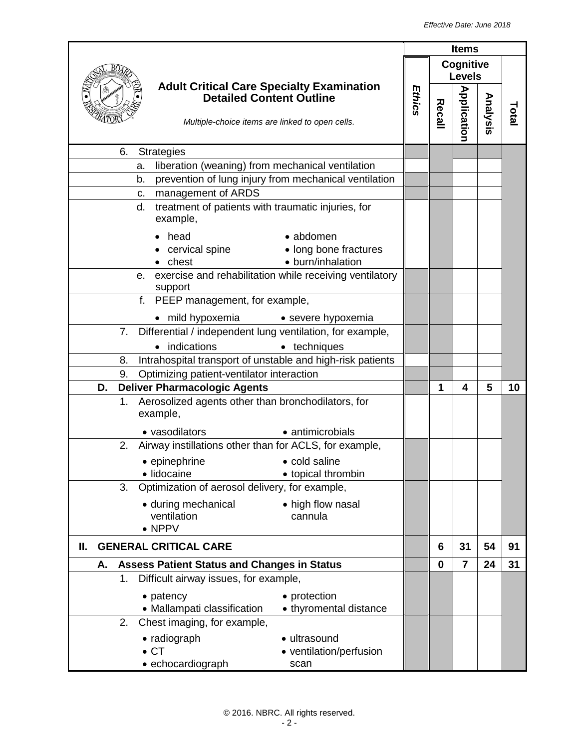| **Adult Critical Care Specialty Examination Detailed Content Outline**<br>*Multiple-choice items are linked to open cells.* | ***Ethics*** | **Recall** | **Application** | **Analysis** | **Total** |
|---|---|---|---|---|---|
| 6. Strategies | | | | | |
| a. liberation (weaning) from mechanical ventilation | | | | | |
| b. prevention of lung injury from mechanical ventilation | | | | | |
| c. management of ARDS | | | | | |
| d. treatment of patients with traumatic injuries, for example, • head • cervical spine • chest • abdomen • long bone fractures • burn/inhalation | | | | | |
| e. exercise and rehabilitation while receiving ventilatory support | | | | | |
| f. PEEP management, for example, • mild hypoxemia • severe hypoxemia | | | | | |
| 7. Differential / independent lung ventilation, for example, • indications • techniques | | | | | |
| 8. Intrahospital transport of unstable and high-risk patients | | | | | |
| 9. Optimizing patient-ventilator interaction | | | | | |
| **D. Deliver Pharmacologic Agents** | | **1** | **4** | **5** | **10** |
| 1. Aerosolized agents other than bronchodilators, for example, • vasodilators • antimicrobials | | | | | |
| 2. Airway instillations other than for ACLS, for example, • epinephrine • lidocaine • cold saline • topical thrombin | | | | | |
| 3. Optimization of aerosol delivery, for example, • during mechanical ventilation • NPPV • high flow nasal cannula | | | | | |
| **II. GENERAL CRITICAL CARE** | | **6** | **31** | **54** | **91** |
| **A. Assess Patient Status and Changes in Status** | | **0** | **7** | **24** | **31** |
| 1. Difficult airway issues, for example, • patency • Mallampati classification • protection • thyromental distance | | | | | |
| 2. Chest imaging, for example, • radiograph • CT • echocardiograph • ultrasound • ventilation/perfusion scan | | | | | |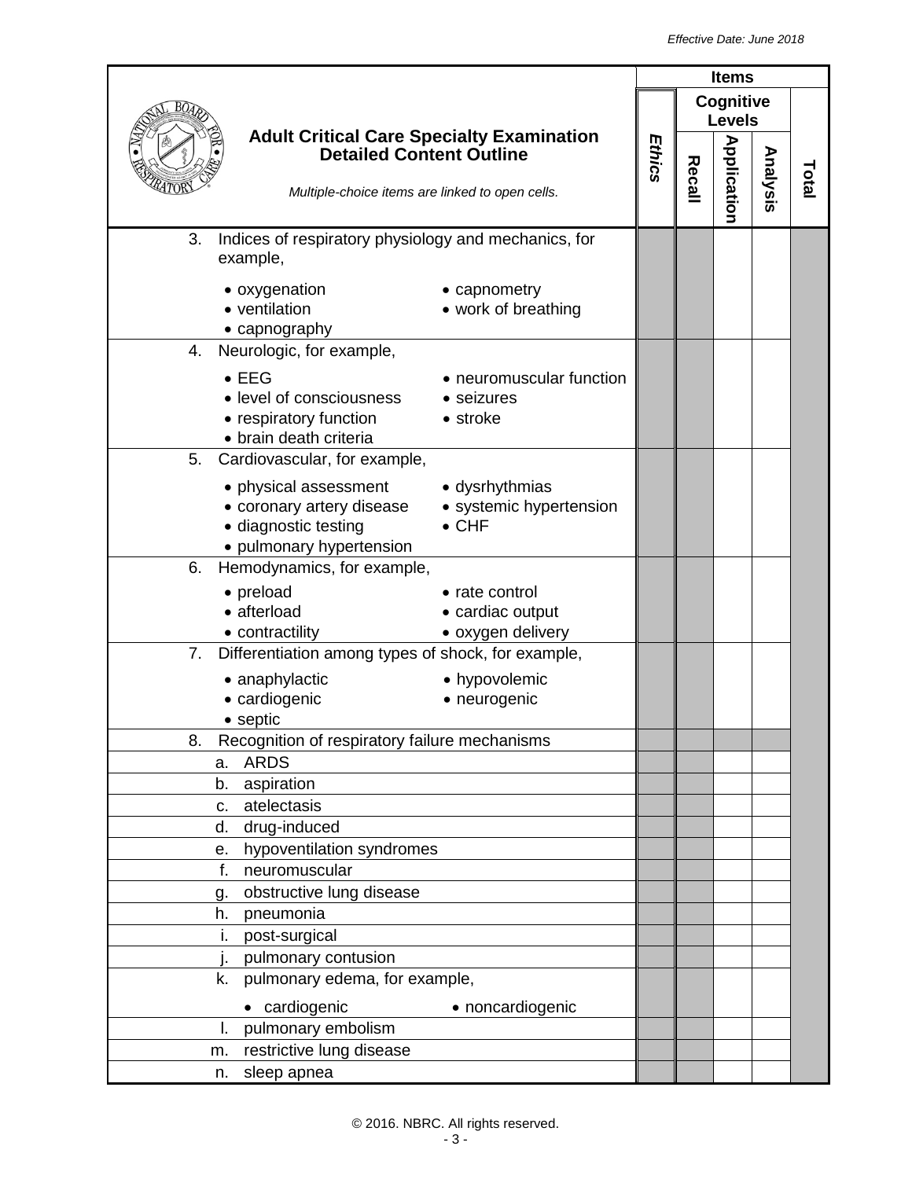| Adult Critical Care Specialty Examination Detailed Content Outline<br>*Multiple-choice items are linked to open cells.* | Items | | | | |
|---|---|---|---|---|---|
| | *Ethics* | Cognitive Levels | | | Total |
| | | Recall | Application | Analysis | |
| 3. Indices of respiratory physiology and mechanics, for example,<br>• oxygenation • ventilation • capnography • capnometry • work of breathing | | | | | |
| 4. Neurologic, for example,<br>• EEG • level of consciousness • respiratory function • brain death criteria • neuromuscular function • seizures • stroke | | | | | |
| 5. Cardiovascular, for example,<br>• physical assessment • coronary artery disease • diagnostic testing • pulmonary hypertension • dysrhythmias • systemic hypertension • CHF | | | | | |
| 6. Hemodynamics, for example,<br>• preload • afterload • contractility • rate control • cardiac output • oxygen delivery | | | | | |
| 7. Differentiation among types of shock, for example,<br>• anaphylactic • cardiogenic • septic • hypovolemic • neurogenic | | | | | |
| 8. Recognition of respiratory failure mechanisms | | | | | |
| a. ARDS | | | | | |
| b. aspiration | | | | | |
| c. atelectasis | | | | | |
| d. drug-induced | | | | | |
| e. hypoventilation syndromes | | | | | |
| f. neuromuscular | | | | | |
| g. obstructive lung disease | | | | | |
| h. pneumonia | | | | | |
| i. post-surgical | | | | | |
| j. pulmonary contusion | | | | | |
| k. pulmonary edema, for example,<br>• cardiogenic • noncardiogenic | | | | | |
| l. pulmonary embolism | | | | | |
| m. restrictive lung disease | | | | | |
| n. sleep apnea | | | | | |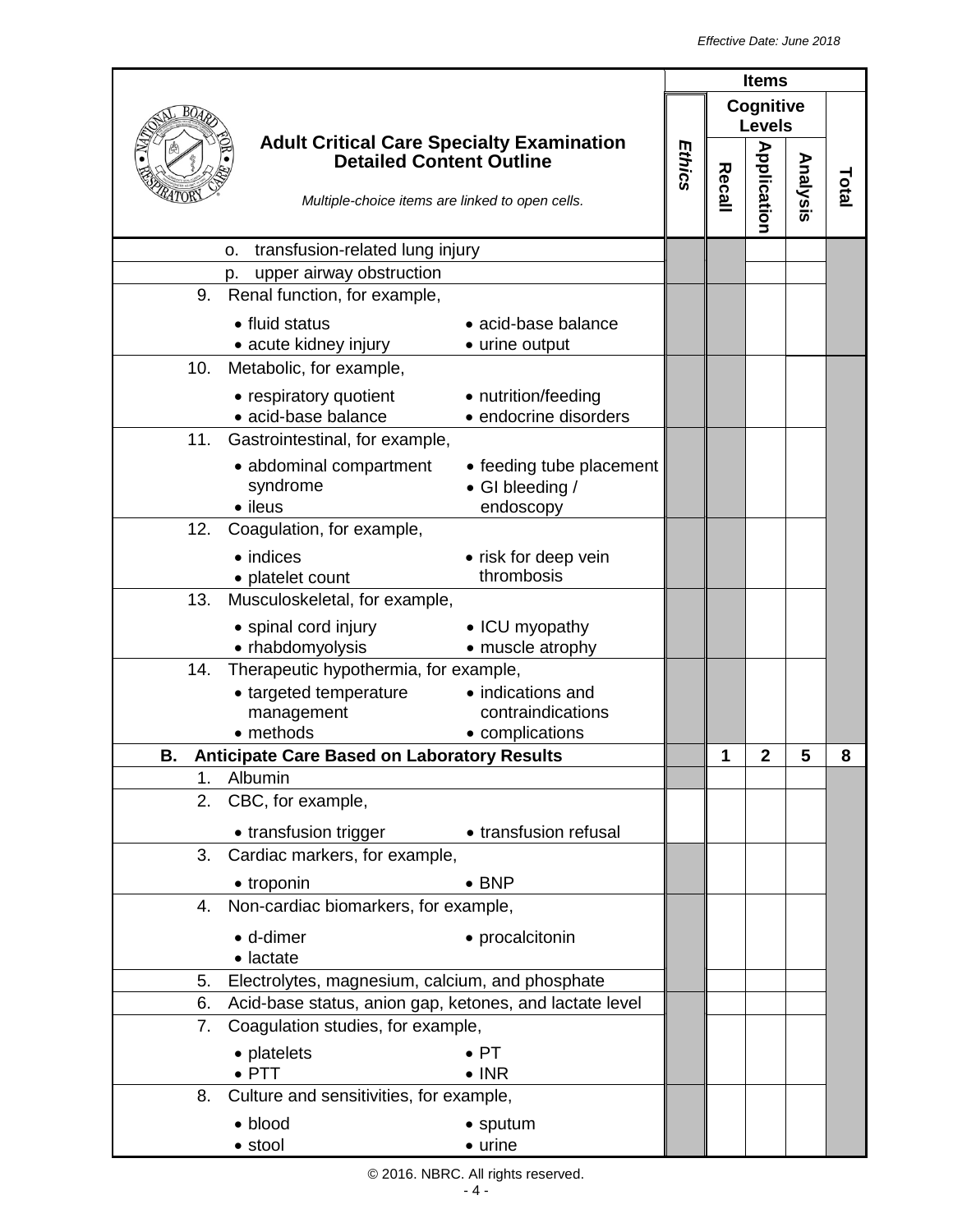# Adult Critical Care Specialty Examination Detailed Content Outline

*Multiple-choice items are linked to open cells.*

*Effective Date: June 2018*

| | *Ethics* | Recall | Application | Analysis | Total |
|---|---|---|---|---|---|
| o. transfusion-related lung injury | | | | | |
| p. upper airway obstruction | | | | | |
| 9. Renal function, for example, • fluid status • acute kidney injury • acid-base balance • urine output | | | | | |
| 10. Metabolic, for example, • respiratory quotient • acid-base balance • nutrition/feeding • endocrine disorders | | | | | |
| 11. Gastrointestinal, for example, • abdominal compartment syndrome • ileus • feeding tube placement • GI bleeding / endoscopy | | | | | |
| 12. Coagulation, for example, • indices • platelet count • risk for deep vein thrombosis | | | | | |
| 13. Musculoskeletal, for example, • spinal cord injury • rhabdomyolysis • ICU myopathy • muscle atrophy | | | | | |
| 14. Therapeutic hypothermia, for example, • targeted temperature management • methods • indications and contraindications • complications | | | | | |
| **B. Anticipate Care Based on Laboratory Results** | | **1** | **2** | **5** | **8** |
| 1. Albumin | | | | | |
| 2. CBC, for example, • transfusion trigger • transfusion refusal | | | | | |
| 3. Cardiac markers, for example, • troponin • BNP | | | | | |
| 4. Non-cardiac biomarkers, for example, • d-dimer • lactate • procalcitonin | | | | | |
| 5. Electrolytes, magnesium, calcium, and phosphate | | | | | |
| 6. Acid-base status, anion gap, ketones, and lactate level | | | | | |
| 7. Coagulation studies, for example, • platelets • PTT • PT • INR | | | | | |
| 8. Culture and sensitivities, for example, • blood • stool • sputum • urine | | | | | |

© 2016. NBRC. All rights reserved.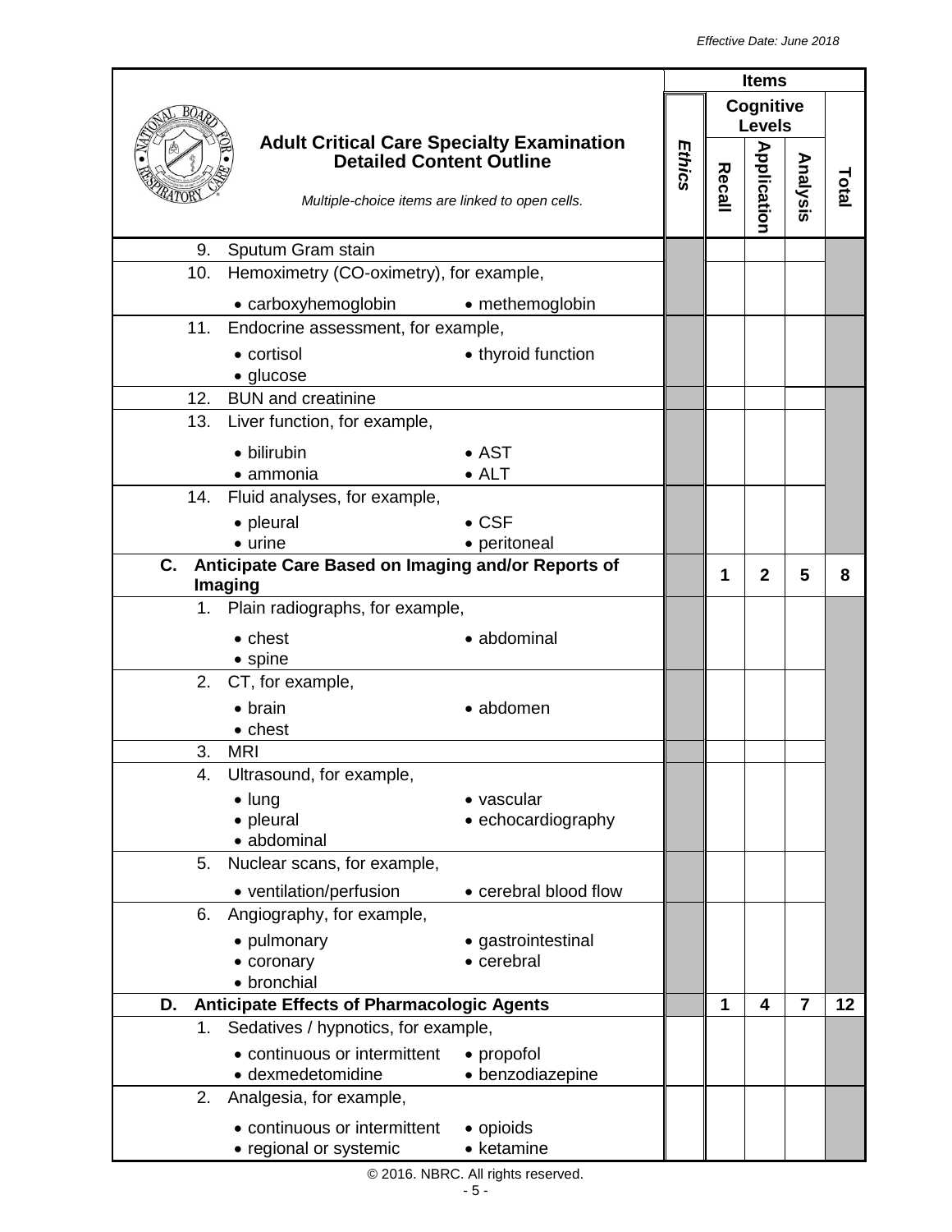**Adult Critical Care Specialty Examination Detailed Content Outline**

*Multiple-choice items are linked to open cells.*

| | Ethics | Recall | Application | Analysis | Total |
|---|---|---|---|---|---|
| 9. Sputum Gram stain | | | | | |
| 10. Hemoximetry (CO-oximetry), for example, • carboxyhemoglobin • methemoglobin | | | | | |
| 11. Endocrine assessment, for example, • cortisol • glucose • thyroid function | | | | | |
| 12. BUN and creatinine | | | | | |
| 13. Liver function, for example, • bilirubin • ammonia • AST • ALT | | | | | |
| 14. Fluid analyses, for example, • pleural • urine • CSF • peritoneal | | | | | |
| **C. Anticipate Care Based on Imaging and/or Reports of Imaging** | | **1** | **2** | **5** | **8** |
| 1. Plain radiographs, for example, • chest • spine • abdominal | | | | | |
| 2. CT, for example, • brain • chest • abdomen | | | | | |
| 3. MRI | | | | | |
| 4. Ultrasound, for example, • lung • pleural • abdominal • vascular • echocardiography | | | | | |
| 5. Nuclear scans, for example, • ventilation/perfusion • cerebral blood flow | | | | | |
| 6. Angiography, for example, • pulmonary • coronary • bronchial • gastrointestinal • cerebral | | | | | |
| **D. Anticipate Effects of Pharmacologic Agents** | | **1** | **4** | **7** | **12** |
| 1. Sedatives / hypnotics, for example, • continuous or intermittent • dexmedetomidine • propofol • benzodiazepine | | | | | |
| 2. Analgesia, for example, • continuous or intermittent • regional or systemic • opioids • ketamine | | | | | |

© 2016. NBRC. All rights reserved.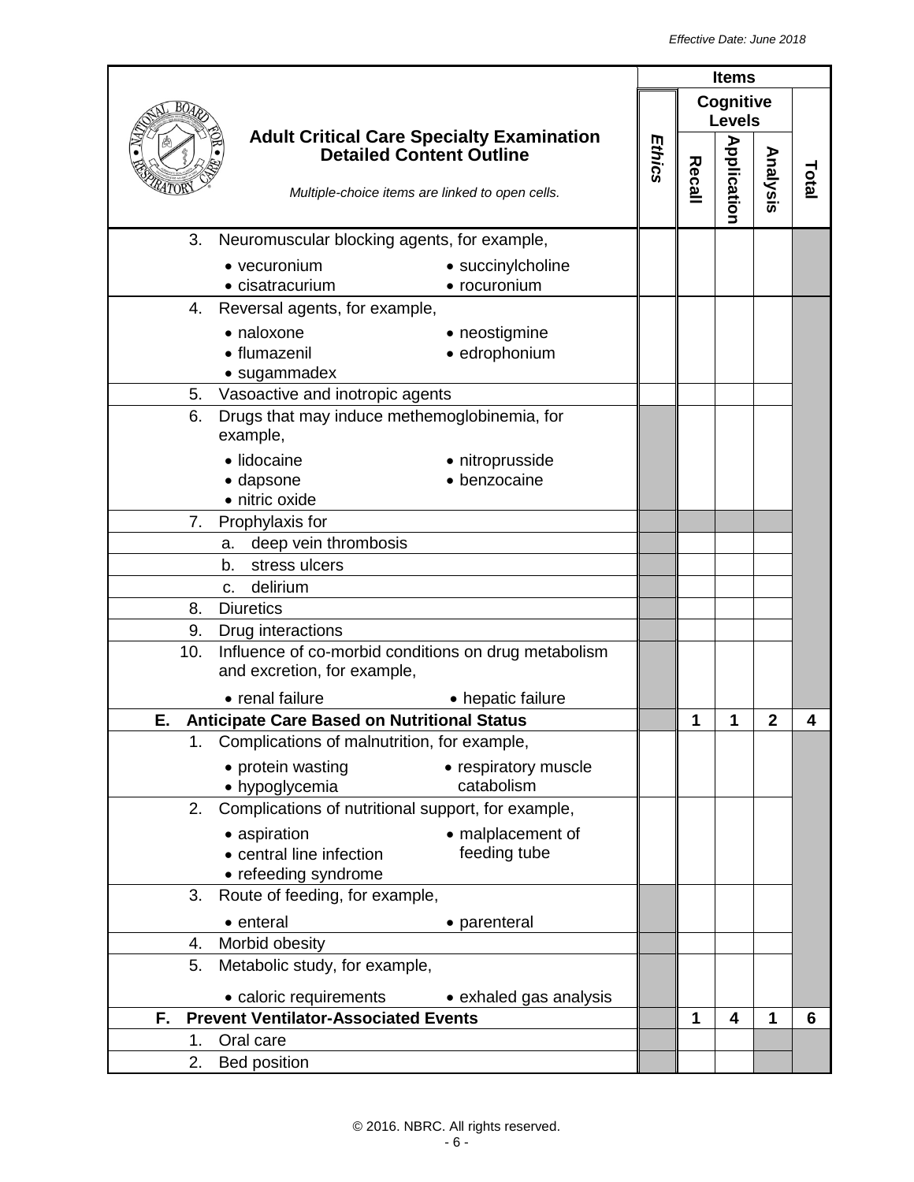*Effective Date: June 2018*

| **Adult Critical Care Specialty Examination Detailed Content Outline** *Multiple-choice items are linked to open cells.* | ***Ethics*** | **Recall** | **Application** | **Analysis** | **Total** |
|---|---|---|---|---|---|
| 3. Neuromuscular blocking agents, for example, • vecuronium • succinylcholine • cisatracurium • rocuronium | | | | | |
| 4. Reversal agents, for example, • naloxone • neostigmine • flumazenil • edrophonium • sugammadex | | | | | |
| 5. Vasoactive and inotropic agents | | | | | |
| 6. Drugs that may induce methemoglobinemia, for example, • lidocaine • nitroprusside • dapsone • benzocaine • nitric oxide | | | | | |
| 7. Prophylaxis for | | | | | |
| a. deep vein thrombosis | | | | | |
| b. stress ulcers | | | | | |
| c. delirium | | | | | |
| 8. Diuretics | | | | | |
| 9. Drug interactions | | | | | |
| 10. Influence of co-morbid conditions on drug metabolism and excretion, for example, • renal failure • hepatic failure | | | | | |
| **E. Anticipate Care Based on Nutritional Status** | | **1** | **1** | **2** | **4** |
| 1. Complications of malnutrition, for example, • protein wasting • respiratory muscle catabolism • hypoglycemia | | | | | |
| 2. Complications of nutritional support, for example, • aspiration • malplacement of feeding tube • central line infection • refeeding syndrome | | | | | |
| 3. Route of feeding, for example, • enteral • parenteral | | | | | |
| 4. Morbid obesity | | | | | |
| 5. Metabolic study, for example, • caloric requirements • exhaled gas analysis | | | | | |
| **F. Prevent Ventilator-Associated Events** | | **1** | **4** | **1** | **6** |
| 1. Oral care | | | | | |
| 2. Bed position | | | | | |

© 2016. NBRC. All rights reserved.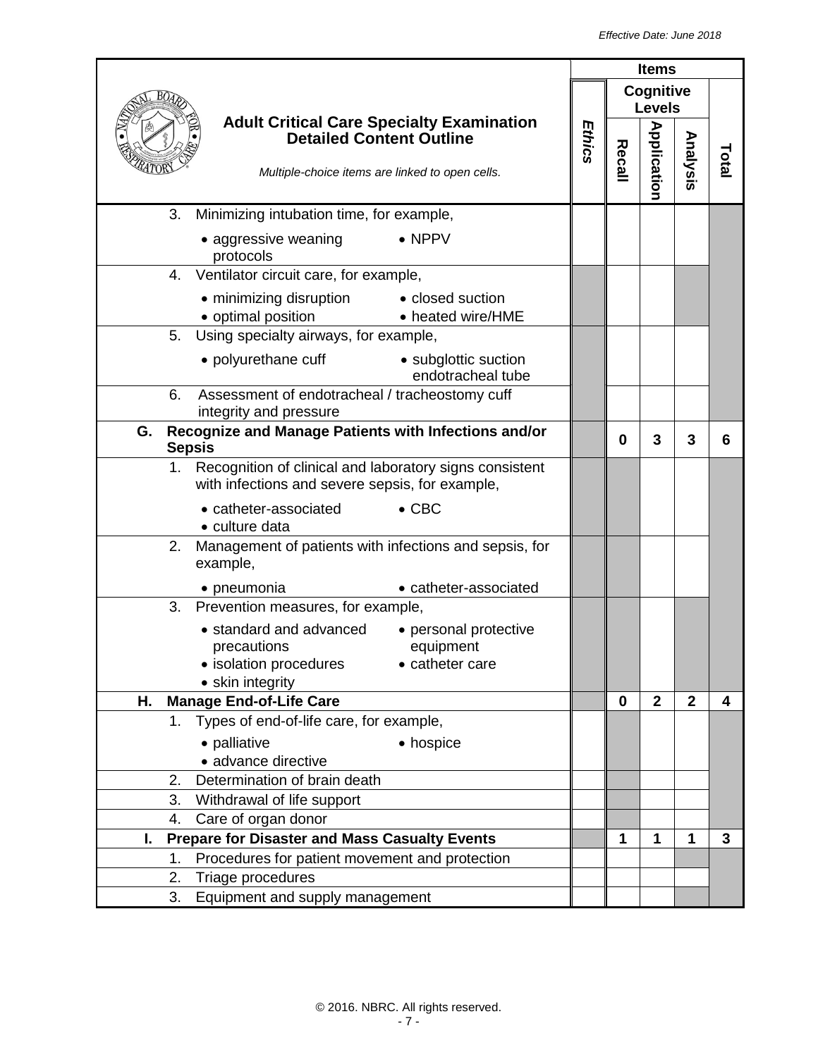| Adult Critical Care Specialty Examination Detailed Content Outline<br>*Multiple-choice items are linked to open cells.* | Items | | | | |
|---|---|---|---|---|---|
| | *Ethics* | Cognitive Levels | | | Total |
| | | Recall | Application | Analysis | |
| 3. Minimizing intubation time, for example,<br>• aggressive weaning protocols • NPPV | | | | | |
| 4. Ventilator circuit care, for example,<br>• minimizing disruption • closed suction<br>• optimal position • heated wire/HME | | | | | |
| 5. Using specialty airways, for example,<br>• polyurethane cuff • subglottic suction endotracheal tube | | | | | |
| 6. Assessment of endotracheal / tracheostomy cuff integrity and pressure | | | | | |
| **G. Recognize and Manage Patients with Infections and/or Sepsis** | | **0** | **3** | **3** | **6** |
| 1. Recognition of clinical and laboratory signs consistent with infections and severe sepsis, for example,<br>• catheter-associated • CBC<br>• culture data | | | | | |
| 2. Management of patients with infections and sepsis, for example,<br>• pneumonia • catheter-associated | | | | | |
| 3. Prevention measures, for example,<br>• standard and advanced precautions • personal protective equipment<br>• isolation procedures • catheter care<br>• skin integrity | | | | | |
| **H. Manage End-of-Life Care** | | **0** | **2** | **2** | **4** |
| 1. Types of end-of-life care, for example,<br>• palliative • hospice<br>• advance directive | | | | | |
| 2. Determination of brain death | | | | | |
| 3. Withdrawal of life support | | | | | |
| 4. Care of organ donor | | | | | |
| **I. Prepare for Disaster and Mass Casualty Events** | | **1** | **1** | **1** | **3** |
| 1. Procedures for patient movement and protection | | | | | |
| 2. Triage procedures | | | | | |
| 3. Equipment and supply management | | | | | |

© 2016. NBRC. All rights reserved.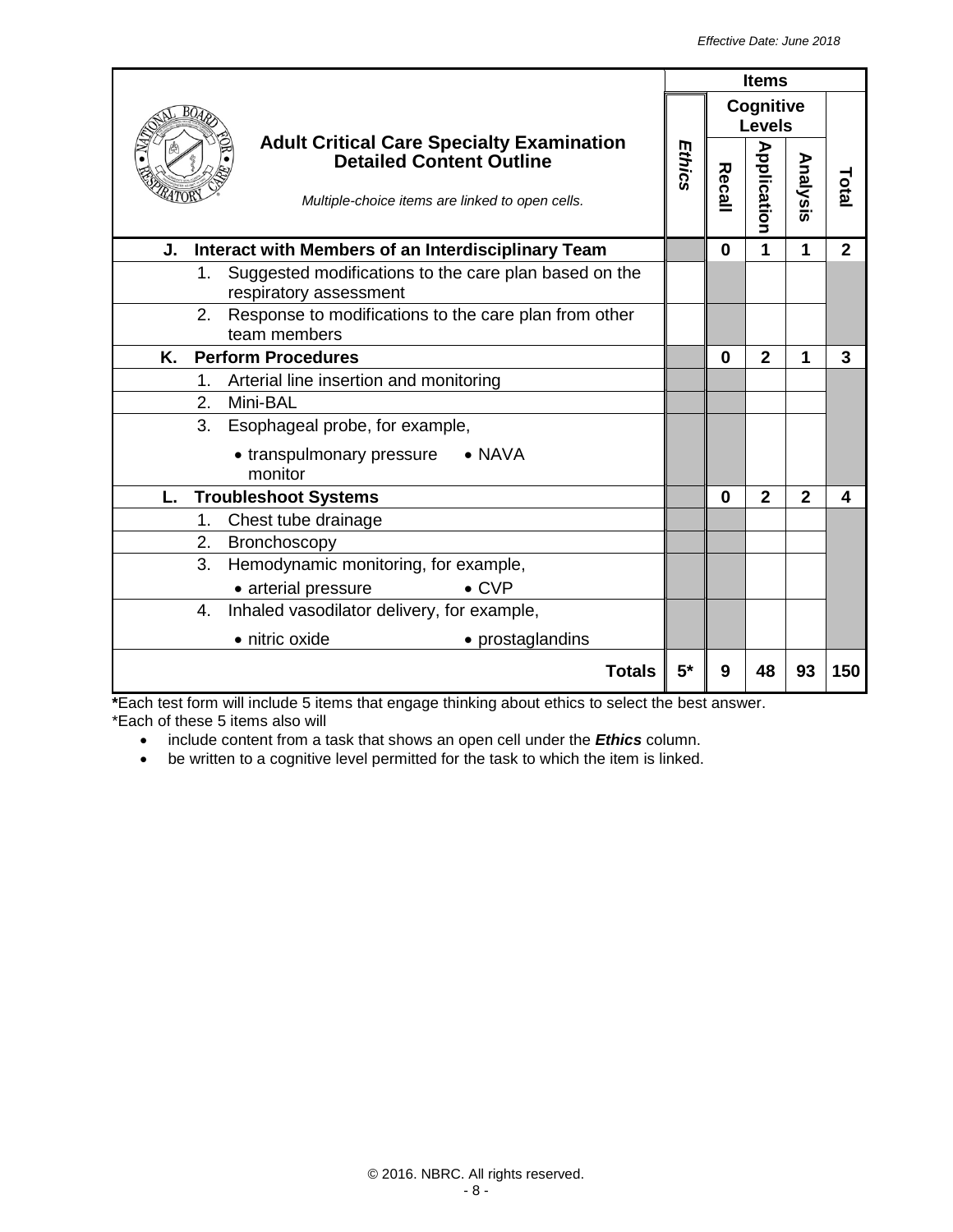| Adult Critical Care Specialty Examination Detailed Content Outline<br>*Multiple-choice items are linked to open cells.* | Items | | | | |
|---|---|---|---|---|---|
| | | Cognitive Levels | | | |
| | *Ethics* | Recall | Application | Analysis | Total |
| **J. Interact with Members of an Interdisciplinary Team** | | **0** | **1** | **1** | **2** |
| 1. Suggested modifications to the care plan based on the respiratory assessment | | | | | |
| 2. Response to modifications to the care plan from other team members | | | | | |
| **K. Perform Procedures** | | **0** | **2** | **1** | **3** |
| 1. Arterial line insertion and monitoring | | | | | |
| 2. Mini-BAL | | | | | |
| 3. Esophageal probe, for example,<br>• transpulmonary pressure monitor • NAVA | | | | | |
| **L. Troubleshoot Systems** | | **0** | **2** | **2** | **4** |
| 1. Chest tube drainage | | | | | |
| 2. Bronchoscopy | | | | | |
| 3. Hemodynamic monitoring, for example,<br>• arterial pressure • CVP | | | | | |
| 4. Inhaled vasodilator delivery, for example,<br>• nitric oxide • prostaglandins | | | | | |
| **Totals** | **5*** | **9** | **48** | **93** | **150** |

**\***Each test form will include 5 items that engage thinking about ethics to select the best answer.
*Each of these 5 items also will

- include content from a task that shows an open cell under the ***Ethics*** column.
- be written to a cognitive level permitted for the task to which the item is linked.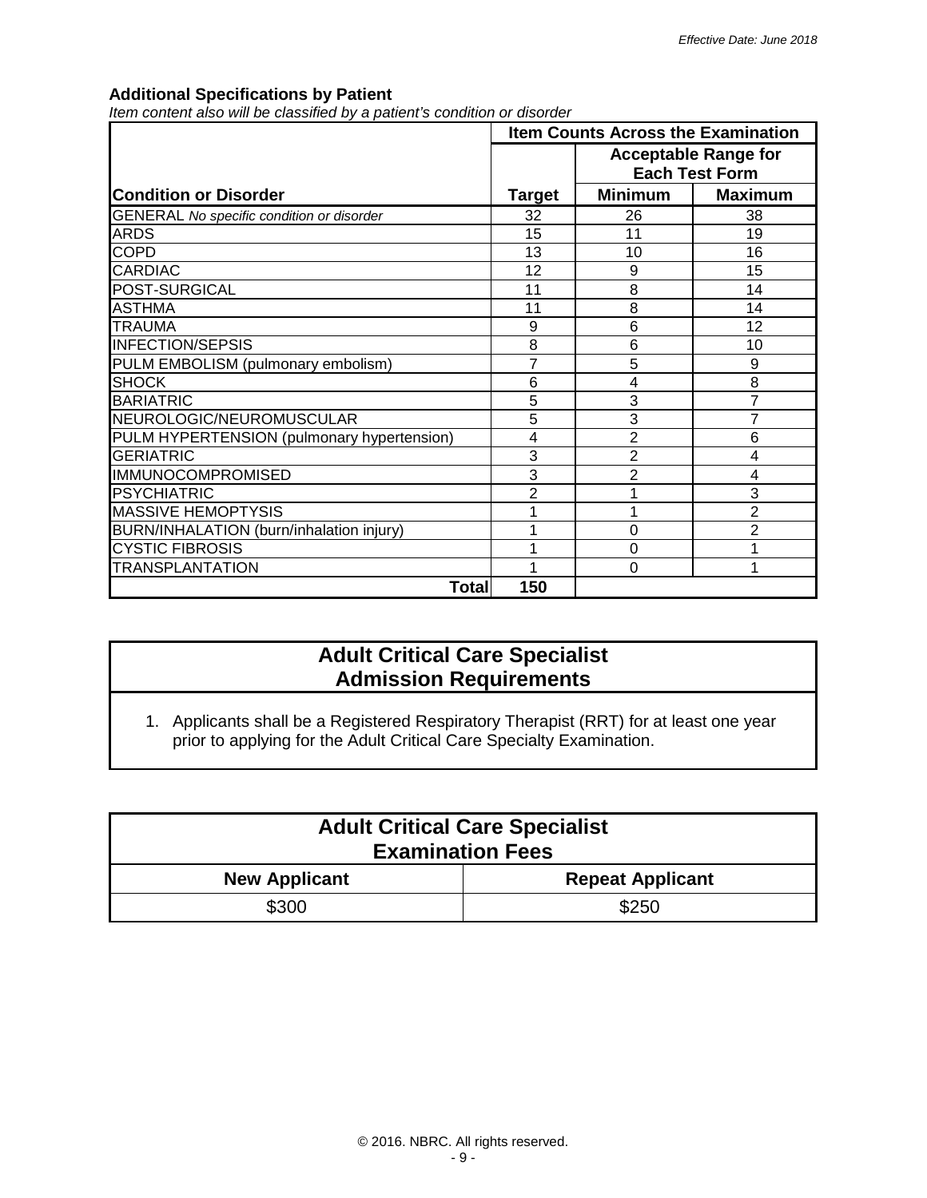### Additional Specifications by Patient

*Item content also will be classified by a patient's condition or disorder*

| | Item Counts Across the Examination | | |
|---|---|---|---|
| | | Acceptable Range for Each Test Form | |
| **Condition or Disorder** | **Target** | **Minimum** | **Maximum** |
| GENERAL *No specific condition or disorder* | 32 | 26 | 38 |
| ARDS | 15 | 11 | 19 |
| COPD | 13 | 10 | 16 |
| CARDIAC | 12 | 9 | 15 |
| POST-SURGICAL | 11 | 8 | 14 |
| ASTHMA | 11 | 8 | 14 |
| TRAUMA | 9 | 6 | 12 |
| INFECTION/SEPSIS | 8 | 6 | 10 |
| PULM EMBOLISM (pulmonary embolism) | 7 | 5 | 9 |
| SHOCK | 6 | 4 | 8 |
| BARIATRIC | 5 | 3 | 7 |
| NEUROLOGIC/NEUROMUSCULAR | 5 | 3 | 7 |
| PULM HYPERTENSION (pulmonary hypertension) | 4 | 2 | 6 |
| GERIATRIC | 3 | 2 | 4 |
| IMMUNOCOMPROMISED | 3 | 2 | 4 |
| PSYCHIATRIC | 2 | 1 | 3 |
| MASSIVE HEMOPTYSIS | 1 | 1 | 2 |
| BURN/INHALATION (burn/inhalation injury) | 1 | 0 | 2 |
| CYSTIC FIBROSIS | 1 | 0 | 1 |
| TRANSPLANTATION | 1 | 0 | 1 |
| **Total** | **150** | | |

## Adult Critical Care Specialist Admission Requirements

1. Applicants shall be a Registered Respiratory Therapist (RRT) for at least one year prior to applying for the Adult Critical Care Specialty Examination.

## Adult Critical Care Specialist Examination Fees

| New Applicant | Repeat Applicant |
|---|---|
| $300 | $250 |